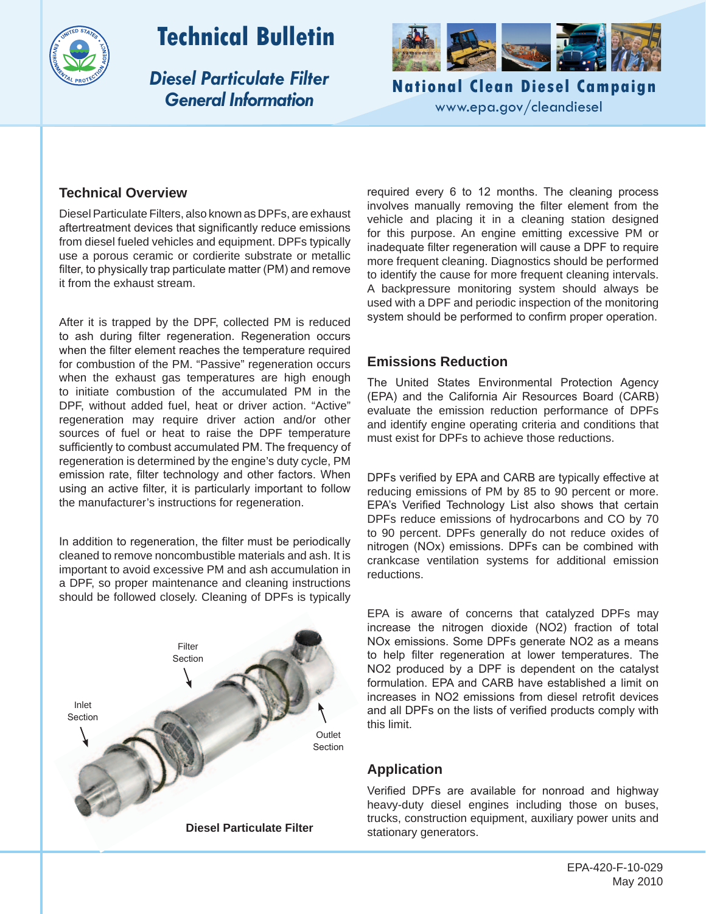# Technical Bulletin

## *Diesel Particulate Filter General Information*

**National Clean Diesel Campaign**
www.epa.gov/cleandiesel

## Technical Overview

Diesel Particulate Filters, also known as DPFs, are exhaust aftertreatment devices that significantly reduce emissions from diesel fueled vehicles and equipment. DPFs typically use a porous ceramic or cordierite substrate or metallic filter, to physically trap particulate matter (PM) and remove it from the exhaust stream.

After it is trapped by the DPF, collected PM is reduced to ash during filter regeneration. Regeneration occurs when the filter element reaches the temperature required for combustion of the PM. "Passive" regeneration occurs when the exhaust gas temperatures are high enough to initiate combustion of the accumulated PM in the DPF, without added fuel, heat or driver action. "Active" regeneration may require driver action and/or other sources of fuel or heat to raise the DPF temperature sufficiently to combust accumulated PM. The frequency of regeneration is determined by the engine's duty cycle, PM emission rate, filter technology and other factors. When using an active filter, it is particularly important to follow the manufacturer's instructions for regeneration.

In addition to regeneration, the filter must be periodically cleaned to remove noncombustible materials and ash. It is important to avoid excessive PM and ash accumulation in a DPF, so proper maintenance and cleaning instructions should be followed closely. Cleaning of DPFs is typically required every 6 to 12 months. The cleaning process involves manually removing the filter element from the vehicle and placing it in a cleaning station designed for this purpose. An engine emitting excessive PM or inadequate filter regeneration will cause a DPF to require more frequent cleaning. Diagnostics should be performed to identify the cause for more frequent cleaning intervals. A backpressure monitoring system should always be used with a DPF and periodic inspection of the monitoring system should be performed to confirm proper operation.

Filter Section

Inlet Section

Outlet Section

**Diesel Particulate Filter**

## Emissions Reduction

The United States Environmental Protection Agency (EPA) and the California Air Resources Board (CARB) evaluate the emission reduction performance of DPFs and identify engine operating criteria and conditions that must exist for DPFs to achieve those reductions.

DPFs verified by EPA and CARB are typically effective at reducing emissions of PM by 85 to 90 percent or more. EPA's Verified Technology List also shows that certain DPFs reduce emissions of hydrocarbons and CO by 70 to 90 percent. DPFs generally do not reduce oxides of nitrogen (NOx) emissions. DPFs can be combined with crankcase ventilation systems for additional emission reductions.

EPA is aware of concerns that catalyzed DPFs may increase the nitrogen dioxide (NO2) fraction of total NOx emissions. Some DPFs generate NO2 as a means to help filter regeneration at lower temperatures. The NO2 produced by a DPF is dependent on the catalyst formulation. EPA and CARB have established a limit on increases in NO2 emissions from diesel retrofit devices and all DPFs on the lists of verified products comply with this limit.

## Application

Verified DPFs are available for nonroad and highway heavy-duty diesel engines including those on buses, trucks, construction equipment, auxiliary power units and stationary generators.

EPA-420-F-10-029
May 2010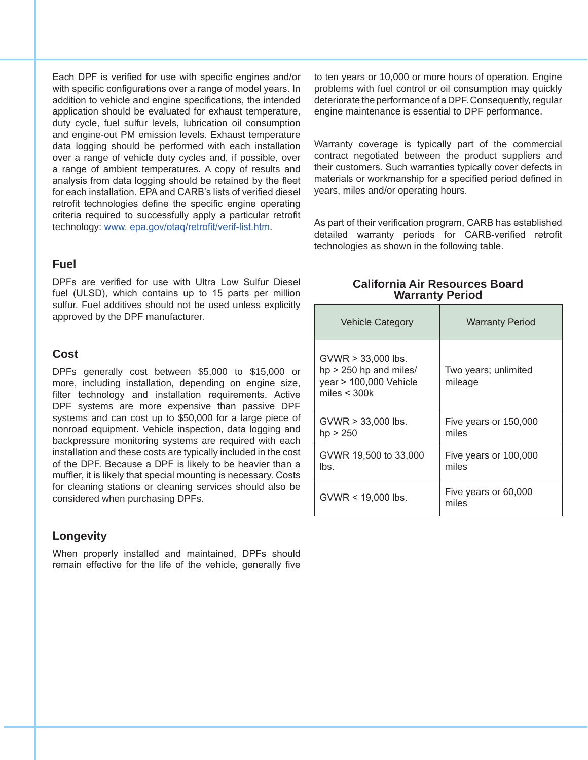Each DPF is verified for use with specific engines and/or with specific configurations over a range of model years. In addition to vehicle and engine specifications, the intended application should be evaluated for exhaust temperature, duty cycle, fuel sulfur levels, lubrication oil consumption and engine-out PM emission levels. Exhaust temperature data logging should be performed with each installation over a range of vehicle duty cycles and, if possible, over a range of ambient temperatures. A copy of results and analysis from data logging should be retained by the fleet for each installation. EPA and CARB's lists of verified diesel retrofit technologies define the specific engine operating criteria required to successfully apply a particular retrofit technology: www. epa.gov/otaq/retrofit/verif-list.htm.

## Fuel

DPFs are verified for use with Ultra Low Sulfur Diesel fuel (ULSD), which contains up to 15 parts per million sulfur. Fuel additives should not be used unless explicitly approved by the DPF manufacturer.

## Cost

DPFs generally cost between $5,000 to $15,000 or more, including installation, depending on engine size, filter technology and installation requirements. Active DPF systems are more expensive than passive DPF systems and can cost up to $50,000 for a large piece of nonroad equipment. Vehicle inspection, data logging and backpressure monitoring systems are required with each installation and these costs are typically included in the cost of the DPF. Because a DPF is likely to be heavier than a muffler, it is likely that special mounting is necessary. Costs for cleaning stations or cleaning services should also be considered when purchasing DPFs.

## Longevity

When properly installed and maintained, DPFs should remain effective for the life of the vehicle, generally five to ten years or 10,000 or more hours of operation. Engine problems with fuel control or oil consumption may quickly deteriorate the performance of a DPF. Consequently, regular engine maintenance is essential to DPF performance.

Warranty coverage is typically part of the commercial contract negotiated between the product suppliers and their customers. Such warranties typically cover defects in materials or workmanship for a specified period defined in years, miles and/or operating hours.

As part of their verification program, CARB has established detailed warranty periods for CARB-verified retrofit technologies as shown in the following table.

**California Air Resources Board Warranty Period**

| Vehicle Category | Warranty Period |
|---|---|
| GVWR > 33,000 lbs. hp > 250 hp and miles/ year > 100,000 Vehicle miles < 300k | Two years; unlimited mileage |
| GVWR > 33,000 lbs. hp > 250 | Five years or 150,000 miles |
| GVWR 19,500 to 33,000 lbs. | Five years or 100,000 miles |
| GVWR < 19,000 lbs. | Five years or 60,000 miles |